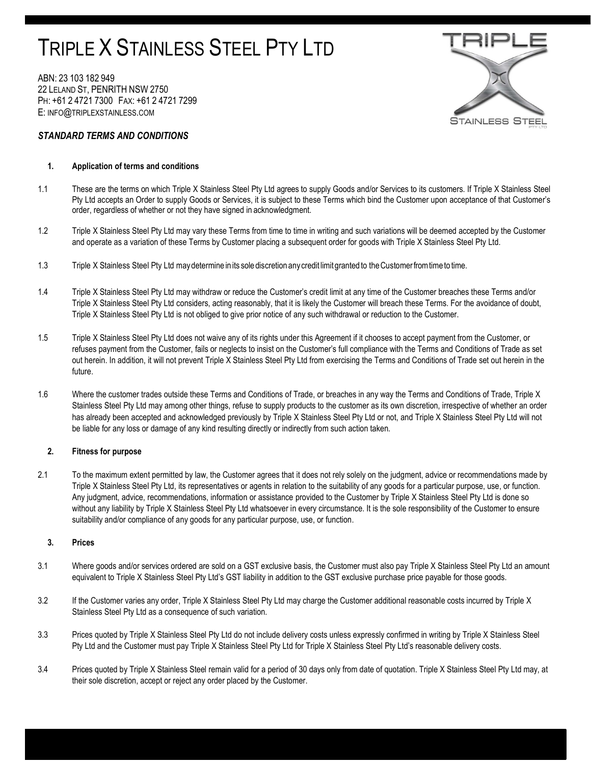# TRIPLE X STAINLESS STEEL PTY LTD

ABN: 23 103 182 949
22 LELAND ST, PENRITH NSW 2750
PH: +61 2 4721 7300 FAX: +61 2 4721 7299
E: INFO@TRIPLEXSTAINLESS.COM

***STANDARD TERMS AND CONDITIONS***

**1. Application of terms and conditions**

1.1 These are the terms on which Triple X Stainless Steel Pty Ltd agrees to supply Goods and/or Services to its customers. If Triple X Stainless Steel Pty Ltd accepts an Order to supply Goods or Services, it is subject to these Terms which bind the Customer upon acceptance of that Customer's order, regardless of whether or not they have signed in acknowledgment.

1.2 Triple X Stainless Steel Pty Ltd may vary these Terms from time to time in writing and such variations will be deemed accepted by the Customer and operate as a variation of these Terms by Customer placing a subsequent order for goods with Triple X Stainless Steel Pty Ltd.

1.3 Triple X Stainless Steel Pty Ltd may determine in its sole discretion any credit limit granted to the Customer from time to time.

1.4 Triple X Stainless Steel Pty Ltd may withdraw or reduce the Customer's credit limit at any time of the Customer breaches these Terms and/or Triple X Stainless Steel Pty Ltd considers, acting reasonably, that it is likely the Customer will breach these Terms. For the avoidance of doubt, Triple X Stainless Steel Pty Ltd is not obliged to give prior notice of any such withdrawal or reduction to the Customer.

1.5 Triple X Stainless Steel Pty Ltd does not waive any of its rights under this Agreement if it chooses to accept payment from the Customer, or refuses payment from the Customer, fails or neglects to insist on the Customer's full compliance with the Terms and Conditions of Trade as set out herein. In addition, it will not prevent Triple X Stainless Steel Pty Ltd from exercising the Terms and Conditions of Trade set out herein in the future.

1.6 Where the customer trades outside these Terms and Conditions of Trade, or breaches in any way the Terms and Conditions of Trade, Triple X Stainless Steel Pty Ltd may among other things, refuse to supply products to the customer as its own discretion, irrespective of whether an order has already been accepted and acknowledged previously by Triple X Stainless Steel Pty Ltd or not, and Triple X Stainless Steel Pty Ltd will not be liable for any loss or damage of any kind resulting directly or indirectly from such action taken.

**2. Fitness for purpose**

2.1 To the maximum extent permitted by law, the Customer agrees that it does not rely solely on the judgment, advice or recommendations made by Triple X Stainless Steel Pty Ltd, its representatives or agents in relation to the suitability of any goods for a particular purpose, use, or function. Any judgment, advice, recommendations, information or assistance provided to the Customer by Triple X Stainless Steel Pty Ltd is done so without any liability by Triple X Stainless Steel Pty Ltd whatsoever in every circumstance. It is the sole responsibility of the Customer to ensure suitability and/or compliance of any goods for any particular purpose, use, or function.

**3. Prices**

3.1 Where goods and/or services ordered are sold on a GST exclusive basis, the Customer must also pay Triple X Stainless Steel Pty Ltd an amount equivalent to Triple X Stainless Steel Pty Ltd's GST liability in addition to the GST exclusive purchase price payable for those goods.

3.2 If the Customer varies any order, Triple X Stainless Steel Pty Ltd may charge the Customer additional reasonable costs incurred by Triple X Stainless Steel Pty Ltd as a consequence of such variation.

3.3 Prices quoted by Triple X Stainless Steel Pty Ltd do not include delivery costs unless expressly confirmed in writing by Triple X Stainless Steel Pty Ltd and the Customer must pay Triple X Stainless Steel Pty Ltd for Triple X Stainless Steel Pty Ltd's reasonable delivery costs.

3.4 Prices quoted by Triple X Stainless Steel remain valid for a period of 30 days only from date of quotation. Triple X Stainless Steel Pty Ltd may, at their sole discretion, accept or reject any order placed by the Customer.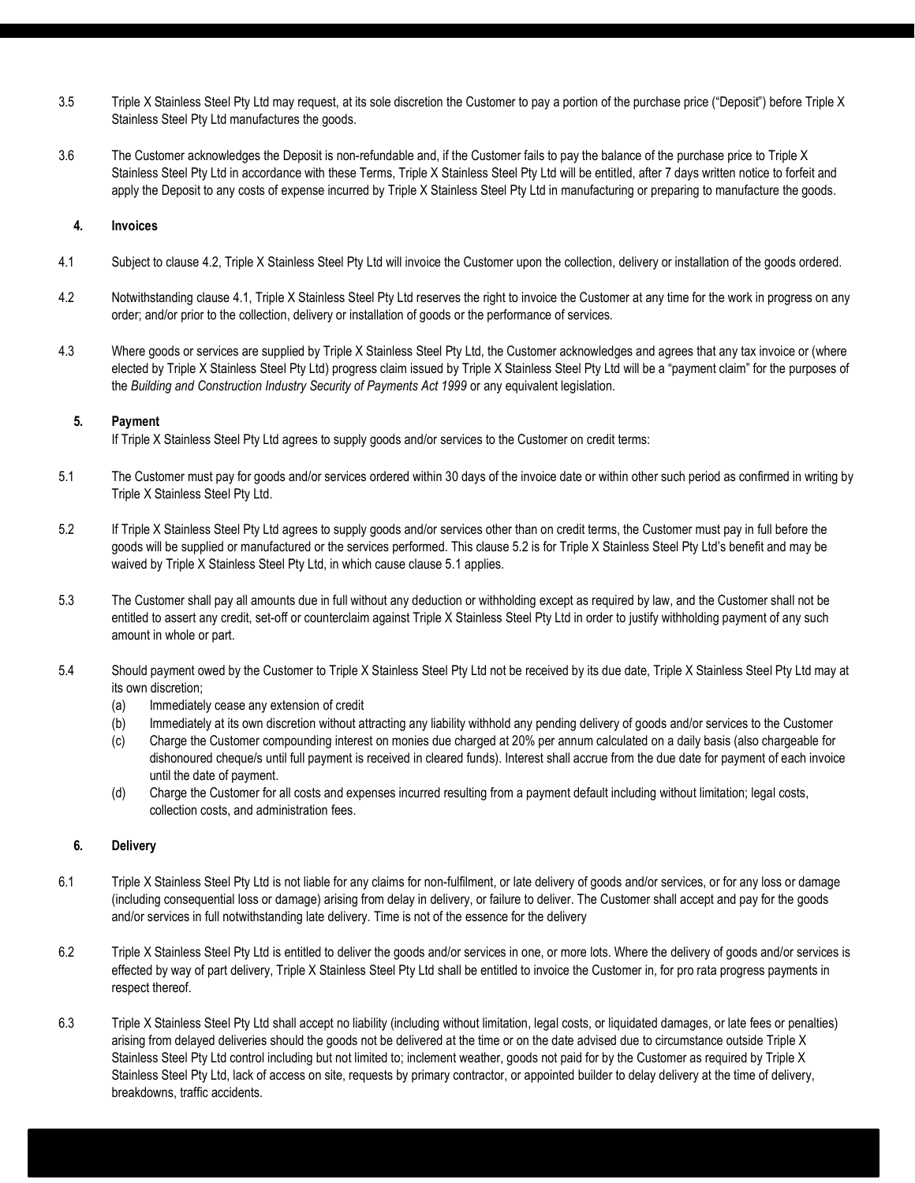3.5 Triple X Stainless Steel Pty Ltd may request, at its sole discretion the Customer to pay a portion of the purchase price ("Deposit") before Triple X Stainless Steel Pty Ltd manufactures the goods.

3.6 The Customer acknowledges the Deposit is non-refundable and, if the Customer fails to pay the balance of the purchase price to Triple X Stainless Steel Pty Ltd in accordance with these Terms, Triple X Stainless Steel Pty Ltd will be entitled, after 7 days written notice to forfeit and apply the Deposit to any costs of expense incurred by Triple X Stainless Steel Pty Ltd in manufacturing or preparing to manufacture the goods.

## 4. Invoices

4.1 Subject to clause 4.2, Triple X Stainless Steel Pty Ltd will invoice the Customer upon the collection, delivery or installation of the goods ordered.

4.2 Notwithstanding clause 4.1, Triple X Stainless Steel Pty Ltd reserves the right to invoice the Customer at any time for the work in progress on any order; and/or prior to the collection, delivery or installation of goods or the performance of services.

4.3 Where goods or services are supplied by Triple X Stainless Steel Pty Ltd, the Customer acknowledges and agrees that any tax invoice or (where elected by Triple X Stainless Steel Pty Ltd) progress claim issued by Triple X Stainless Steel Pty Ltd will be a "payment claim" for the purposes of the *Building and Construction Industry Security of Payments Act 1999* or any equivalent legislation.

## 5. Payment

If Triple X Stainless Steel Pty Ltd agrees to supply goods and/or services to the Customer on credit terms:

5.1 The Customer must pay for goods and/or services ordered within 30 days of the invoice date or within other such period as confirmed in writing by Triple X Stainless Steel Pty Ltd.

5.2 If Triple X Stainless Steel Pty Ltd agrees to supply goods and/or services other than on credit terms, the Customer must pay in full before the goods will be supplied or manufactured or the services performed. This clause 5.2 is for Triple X Stainless Steel Pty Ltd's benefit and may be waived by Triple X Stainless Steel Pty Ltd, in which cause clause 5.1 applies.

5.3 The Customer shall pay all amounts due in full without any deduction or withholding except as required by law, and the Customer shall not be entitled to assert any credit, set-off or counterclaim against Triple X Stainless Steel Pty Ltd in order to justify withholding payment of any such amount in whole or part.

5.4 Should payment owed by the Customer to Triple X Stainless Steel Pty Ltd not be received by its due date, Triple X Stainless Steel Pty Ltd may at its own discretion;

(a) Immediately cease any extension of credit

(b) Immediately at its own discretion without attracting any liability withhold any pending delivery of goods and/or services to the Customer

(c) Charge the Customer compounding interest on monies due charged at 20% per annum calculated on a daily basis (also chargeable for dishonoured cheque/s until full payment is received in cleared funds). Interest shall accrue from the due date for payment of each invoice until the date of payment.

(d) Charge the Customer for all costs and expenses incurred resulting from a payment default including without limitation; legal costs, collection costs, and administration fees.

## 6. Delivery

6.1 Triple X Stainless Steel Pty Ltd is not liable for any claims for non-fulfilment, or late delivery of goods and/or services, or for any loss or damage (including consequential loss or damage) arising from delay in delivery, or failure to deliver. The Customer shall accept and pay for the goods and/or services in full notwithstanding late delivery. Time is not of the essence for the delivery

6.2 Triple X Stainless Steel Pty Ltd is entitled to deliver the goods and/or services in one, or more lots. Where the delivery of goods and/or services is effected by way of part delivery, Triple X Stainless Steel Pty Ltd shall be entitled to invoice the Customer in, for pro rata progress payments in respect thereof.

6.3 Triple X Stainless Steel Pty Ltd shall accept no liability (including without limitation, legal costs, or liquidated damages, or late fees or penalties) arising from delayed deliveries should the goods not be delivered at the time or on the date advised due to circumstance outside Triple X Stainless Steel Pty Ltd control including but not limited to; inclement weather, goods not paid for by the Customer as required by Triple X Stainless Steel Pty Ltd, lack of access on site, requests by primary contractor, or appointed builder to delay delivery at the time of delivery, breakdowns, traffic accidents.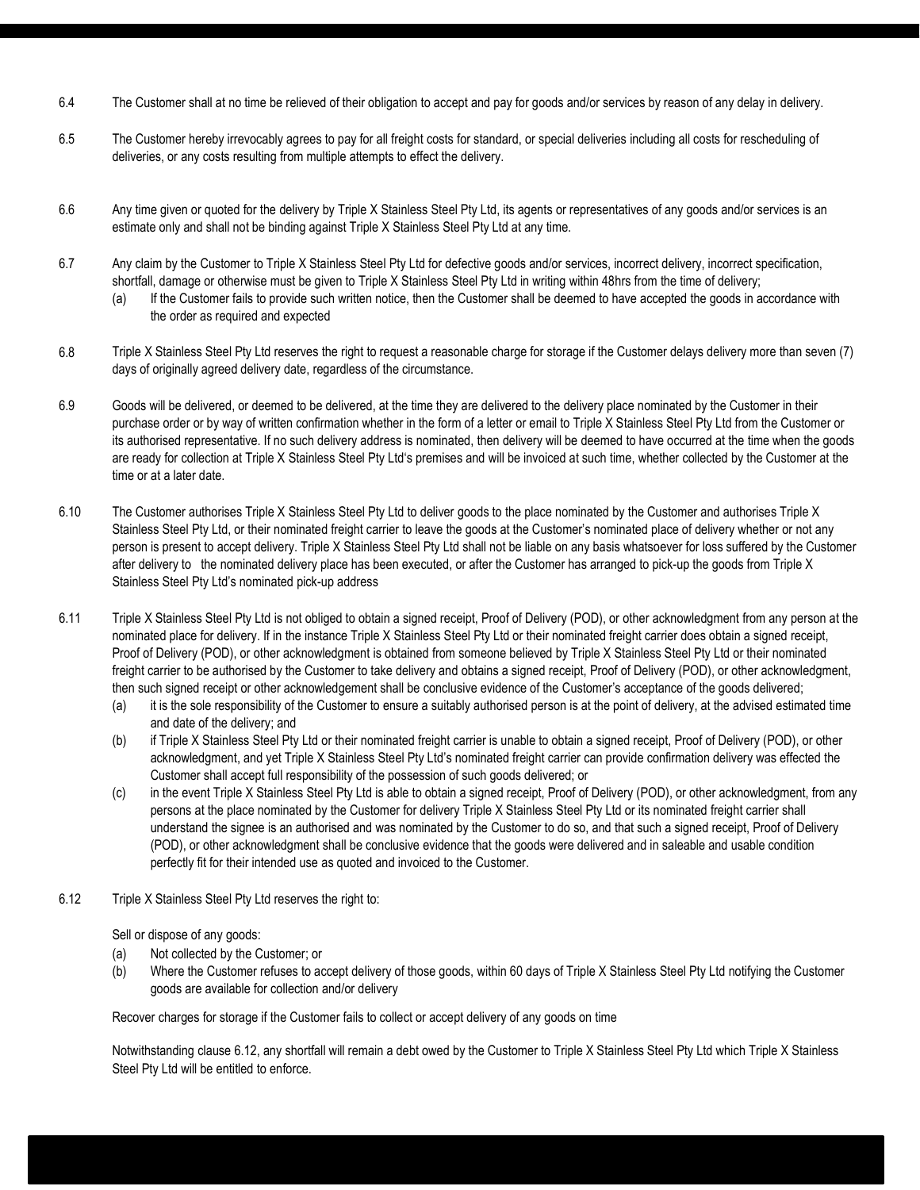6.4 The Customer shall at no time be relieved of their obligation to accept and pay for goods and/or services by reason of any delay in delivery.

6.5 The Customer hereby irrevocably agrees to pay for all freight costs for standard, or special deliveries including all costs for rescheduling of deliveries, or any costs resulting from multiple attempts to effect the delivery.

6.6 Any time given or quoted for the delivery by Triple X Stainless Steel Pty Ltd, its agents or representatives of any goods and/or services is an estimate only and shall not be binding against Triple X Stainless Steel Pty Ltd at any time.

6.7 Any claim by the Customer to Triple X Stainless Steel Pty Ltd for defective goods and/or services, incorrect delivery, incorrect specification, shortfall, damage or otherwise must be given to Triple X Stainless Steel Pty Ltd in writing within 48hrs from the time of delivery;

- (a) If the Customer fails to provide such written notice, then the Customer shall be deemed to have accepted the goods in accordance with the order as required and expected

6.8 Triple X Stainless Steel Pty Ltd reserves the right to request a reasonable charge for storage if the Customer delays delivery more than seven (7) days of originally agreed delivery date, regardless of the circumstance.

6.9 Goods will be delivered, or deemed to be delivered, at the time they are delivered to the delivery place nominated by the Customer in their purchase order or by way of written confirmation whether in the form of a letter or email to Triple X Stainless Steel Pty Ltd from the Customer or its authorised representative. If no such delivery address is nominated, then delivery will be deemed to have occurred at the time when the goods are ready for collection at Triple X Stainless Steel Pty Ltd's premises and will be invoiced at such time, whether collected by the Customer at the time or at a later date.

6.10 The Customer authorises Triple X Stainless Steel Pty Ltd to deliver goods to the place nominated by the Customer and authorises Triple X Stainless Steel Pty Ltd, or their nominated freight carrier to leave the goods at the Customer's nominated place of delivery whether or not any person is present to accept delivery. Triple X Stainless Steel Pty Ltd shall not be liable on any basis whatsoever for loss suffered by the Customer after delivery to the nominated delivery place has been executed, or after the Customer has arranged to pick-up the goods from Triple X Stainless Steel Pty Ltd's nominated pick-up address

6.11 Triple X Stainless Steel Pty Ltd is not obliged to obtain a signed receipt, Proof of Delivery (POD), or other acknowledgment from any person at the nominated place for delivery. If in the instance Triple X Stainless Steel Pty Ltd or their nominated freight carrier does obtain a signed receipt, Proof of Delivery (POD), or other acknowledgment is obtained from someone believed by Triple X Stainless Steel Pty Ltd or their nominated freight carrier to be authorised by the Customer to take delivery and obtains a signed receipt, Proof of Delivery (POD), or other acknowledgment, then such signed receipt or other acknowledgement shall be conclusive evidence of the Customer's acceptance of the goods delivered;

- (a) it is the sole responsibility of the Customer to ensure a suitably authorised person is at the point of delivery, at the advised estimated time and date of the delivery; and
- (b) if Triple X Stainless Steel Pty Ltd or their nominated freight carrier is unable to obtain a signed receipt, Proof of Delivery (POD), or other acknowledgment, and yet Triple X Stainless Steel Pty Ltd's nominated freight carrier can provide confirmation delivery was effected the Customer shall accept full responsibility of the possession of such goods delivered; or
- (c) in the event Triple X Stainless Steel Pty Ltd is able to obtain a signed receipt, Proof of Delivery (POD), or other acknowledgment, from any persons at the place nominated by the Customer for delivery Triple X Stainless Steel Pty Ltd or its nominated freight carrier shall understand the signee is an authorised and was nominated by the Customer to do so, and that such a signed receipt, Proof of Delivery (POD), or other acknowledgment shall be conclusive evidence that the goods were delivered and in saleable and usable condition perfectly fit for their intended use as quoted and invoiced to the Customer.

6.12 Triple X Stainless Steel Pty Ltd reserves the right to:

Sell or dispose of any goods:

- (a) Not collected by the Customer; or
- (b) Where the Customer refuses to accept delivery of those goods, within 60 days of Triple X Stainless Steel Pty Ltd notifying the Customer goods are available for collection and/or delivery

Recover charges for storage if the Customer fails to collect or accept delivery of any goods on time

Notwithstanding clause 6.12, any shortfall will remain a debt owed by the Customer to Triple X Stainless Steel Pty Ltd which Triple X Stainless Steel Pty Ltd will be entitled to enforce.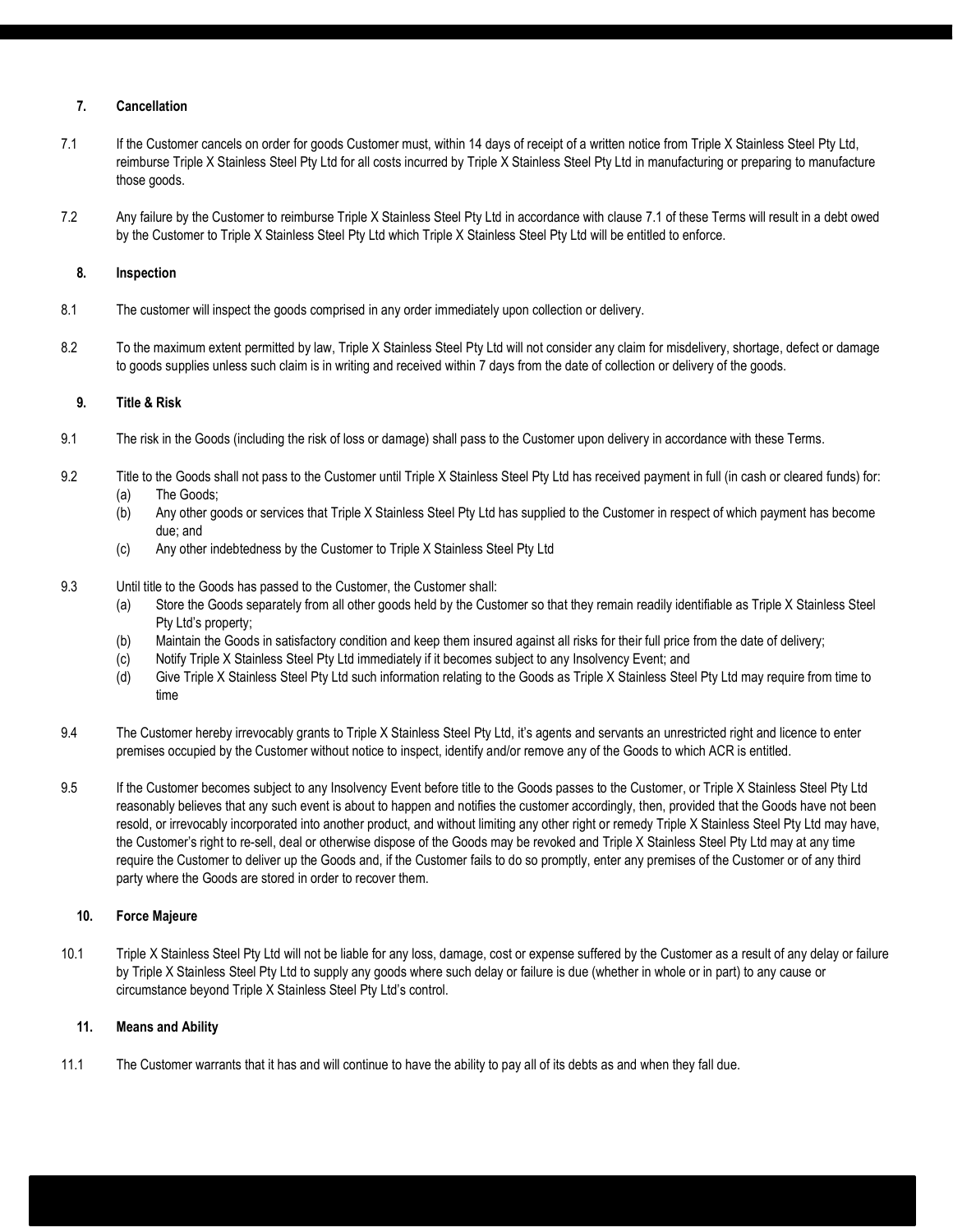## 7. Cancellation

7.1 If the Customer cancels on order for goods Customer must, within 14 days of receipt of a written notice from Triple X Stainless Steel Pty Ltd, reimburse Triple X Stainless Steel Pty Ltd for all costs incurred by Triple X Stainless Steel Pty Ltd in manufacturing or preparing to manufacture those goods.

7.2 Any failure by the Customer to reimburse Triple X Stainless Steel Pty Ltd in accordance with clause 7.1 of these Terms will result in a debt owed by the Customer to Triple X Stainless Steel Pty Ltd which Triple X Stainless Steel Pty Ltd will be entitled to enforce.

## 8. Inspection

8.1 The customer will inspect the goods comprised in any order immediately upon collection or delivery.

8.2 To the maximum extent permitted by law, Triple X Stainless Steel Pty Ltd will not consider any claim for misdelivery, shortage, defect or damage to goods supplies unless such claim is in writing and received within 7 days from the date of collection or delivery of the goods.

## 9. Title & Risk

9.1 The risk in the Goods (including the risk of loss or damage) shall pass to the Customer upon delivery in accordance with these Terms.

9.2 Title to the Goods shall not pass to the Customer until Triple X Stainless Steel Pty Ltd has received payment in full (in cash or cleared funds) for:

- (a) The Goods;
- (b) Any other goods or services that Triple X Stainless Steel Pty Ltd has supplied to the Customer in respect of which payment has become due; and
- (c) Any other indebtedness by the Customer to Triple X Stainless Steel Pty Ltd

9.3 Until title to the Goods has passed to the Customer, the Customer shall:

- (a) Store the Goods separately from all other goods held by the Customer so that they remain readily identifiable as Triple X Stainless Steel Pty Ltd's property;
- (b) Maintain the Goods in satisfactory condition and keep them insured against all risks for their full price from the date of delivery;
- (c) Notify Triple X Stainless Steel Pty Ltd immediately if it becomes subject to any Insolvency Event; and
- (d) Give Triple X Stainless Steel Pty Ltd such information relating to the Goods as Triple X Stainless Steel Pty Ltd may require from time to time

9.4 The Customer hereby irrevocably grants to Triple X Stainless Steel Pty Ltd, it's agents and servants an unrestricted right and licence to enter premises occupied by the Customer without notice to inspect, identify and/or remove any of the Goods to which ACR is entitled.

9.5 If the Customer becomes subject to any Insolvency Event before title to the Goods passes to the Customer, or Triple X Stainless Steel Pty Ltd reasonably believes that any such event is about to happen and notifies the customer accordingly, then, provided that the Goods have not been resold, or irrevocably incorporated into another product, and without limiting any other right or remedy Triple X Stainless Steel Pty Ltd may have, the Customer's right to re-sell, deal or otherwise dispose of the Goods may be revoked and Triple X Stainless Steel Pty Ltd may at any time require the Customer to deliver up the Goods and, if the Customer fails to do so promptly, enter any premises of the Customer or of any third party where the Goods are stored in order to recover them.

## 10. Force Majeure

10.1 Triple X Stainless Steel Pty Ltd will not be liable for any loss, damage, cost or expense suffered by the Customer as a result of any delay or failure by Triple X Stainless Steel Pty Ltd to supply any goods where such delay or failure is due (whether in whole or in part) to any cause or circumstance beyond Triple X Stainless Steel Pty Ltd's control.

## 11. Means and Ability

11.1 The Customer warrants that it has and will continue to have the ability to pay all of its debts as and when they fall due.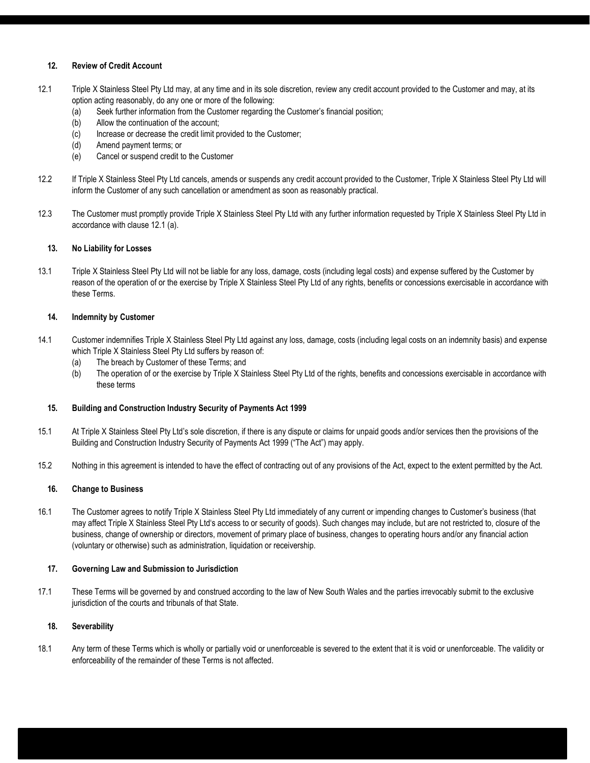### 12. Review of Credit Account

12.1 Triple X Stainless Steel Pty Ltd may, at any time and in its sole discretion, review any credit account provided to the Customer and may, at its option acting reasonably, do any one or more of the following:

(a) Seek further information from the Customer regarding the Customer's financial position;
(b) Allow the continuation of the account;
(c) Increase or decrease the credit limit provided to the Customer;
(d) Amend payment terms; or
(e) Cancel or suspend credit to the Customer

12.2 If Triple X Stainless Steel Pty Ltd cancels, amends or suspends any credit account provided to the Customer, Triple X Stainless Steel Pty Ltd will inform the Customer of any such cancellation or amendment as soon as reasonably practical.

12.3 The Customer must promptly provide Triple X Stainless Steel Pty Ltd with any further information requested by Triple X Stainless Steel Pty Ltd in accordance with clause 12.1 (a).

### 13. No Liability for Losses

13.1 Triple X Stainless Steel Pty Ltd will not be liable for any loss, damage, costs (including legal costs) and expense suffered by the Customer by reason of the operation of or the exercise by Triple X Stainless Steel Pty Ltd of any rights, benefits or concessions exercisable in accordance with these Terms.

### 14. Indemnity by Customer

14.1 Customer indemnifies Triple X Stainless Steel Pty Ltd against any loss, damage, costs (including legal costs on an indemnity basis) and expense which Triple X Stainless Steel Pty Ltd suffers by reason of:

(a) The breach by Customer of these Terms; and
(b) The operation of or the exercise by Triple X Stainless Steel Pty Ltd of the rights, benefits and concessions exercisable in accordance with these terms

### 15. Building and Construction Industry Security of Payments Act 1999

15.1 At Triple X Stainless Steel Pty Ltd's sole discretion, if there is any dispute or claims for unpaid goods and/or services then the provisions of the Building and Construction Industry Security of Payments Act 1999 ("The Act") may apply.

15.2 Nothing in this agreement is intended to have the effect of contracting out of any provisions of the Act, expect to the extent permitted by the Act.

### 16. Change to Business

16.1 The Customer agrees to notify Triple X Stainless Steel Pty Ltd immediately of any current or impending changes to Customer's business (that may affect Triple X Stainless Steel Pty Ltd's access to or security of goods). Such changes may include, but are not restricted to, closure of the business, change of ownership or directors, movement of primary place of business, changes to operating hours and/or any financial action (voluntary or otherwise) such as administration, liquidation or receivership.

### 17. Governing Law and Submission to Jurisdiction

17.1 These Terms will be governed by and construed according to the law of New South Wales and the parties irrevocably submit to the exclusive jurisdiction of the courts and tribunals of that State.

### 18. Severability

18.1 Any term of these Terms which is wholly or partially void or unenforceable is severed to the extent that it is void or unenforceable. The validity or enforceability of the remainder of these Terms is not affected.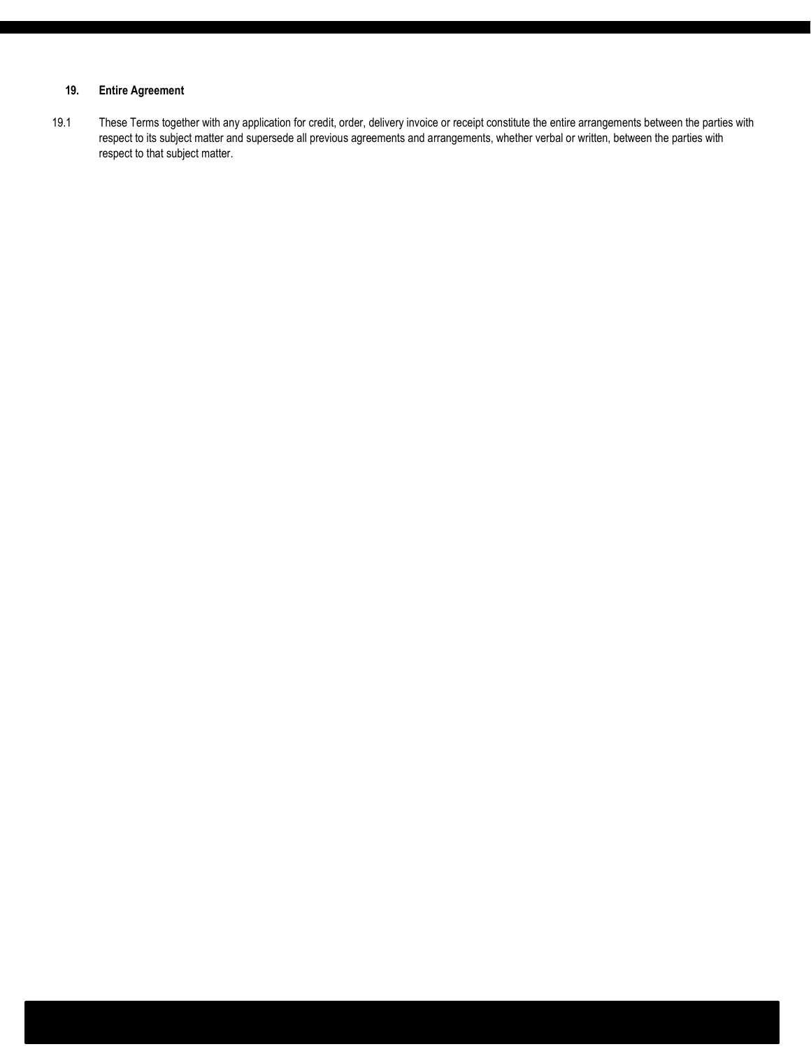**19. Entire Agreement**

19.1 These Terms together with any application for credit, order, delivery invoice or receipt constitute the entire arrangements between the parties with respect to its subject matter and supersede all previous agreements and arrangements, whether verbal or written, between the parties with respect to that subject matter.